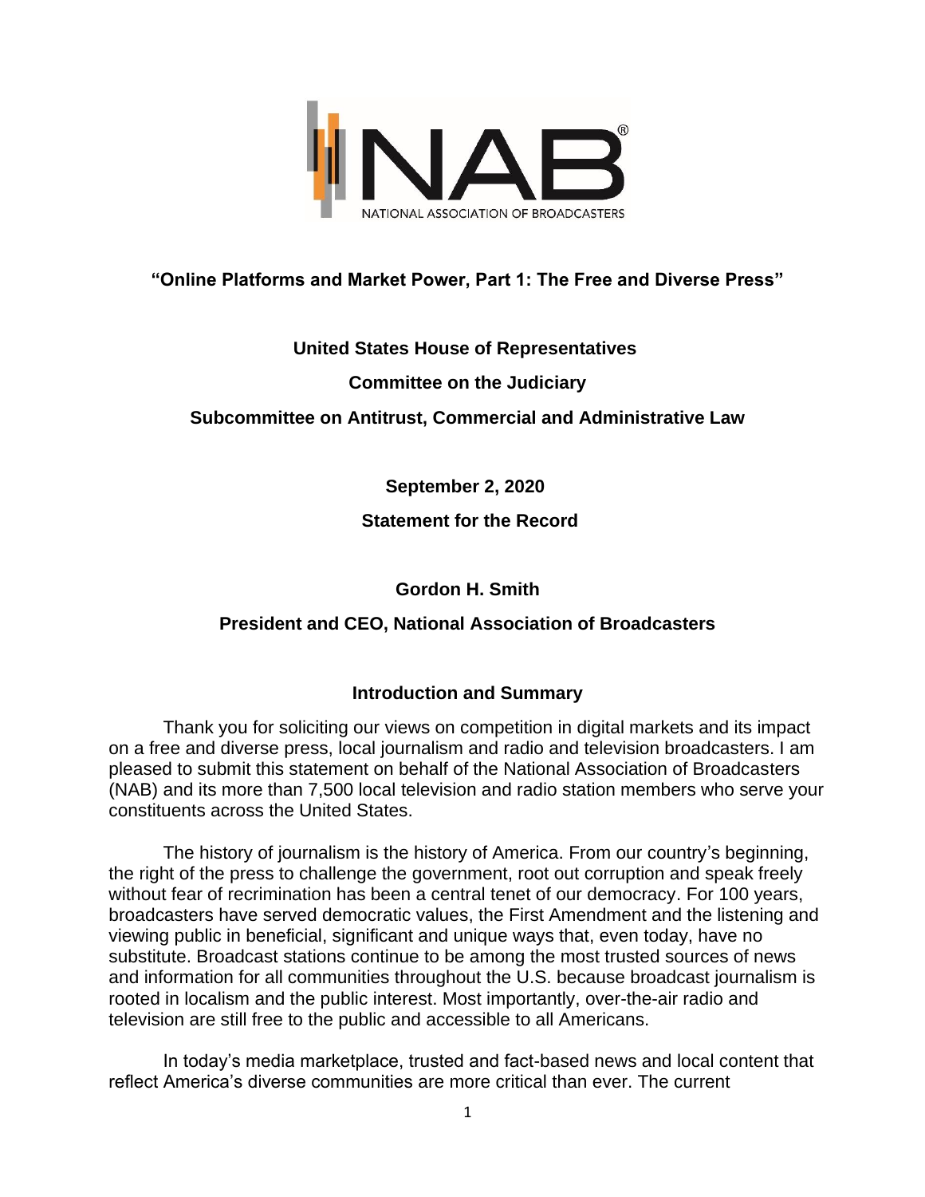NATIONAL ASSOCIATION OF BROADCASTERS

# "Online Platforms and Market Power, Part 1: The Free and Diverse Press"

**United States House of Representatives**

**Committee on the Judiciary**

**Subcommittee on Antitrust, Commercial and Administrative Law**

**September 2, 2020**

**Statement for the Record**

**Gordon H. Smith**

**President and CEO, National Association of Broadcasters**

## Introduction and Summary

Thank you for soliciting our views on competition in digital markets and its impact on a free and diverse press, local journalism and radio and television broadcasters. I am pleased to submit this statement on behalf of the National Association of Broadcasters (NAB) and its more than 7,500 local television and radio station members who serve your constituents across the United States.

The history of journalism is the history of America. From our country's beginning, the right of the press to challenge the government, root out corruption and speak freely without fear of recrimination has been a central tenet of our democracy. For 100 years, broadcasters have served democratic values, the First Amendment and the listening and viewing public in beneficial, significant and unique ways that, even today, have no substitute. Broadcast stations continue to be among the most trusted sources of news and information for all communities throughout the U.S. because broadcast journalism is rooted in localism and the public interest. Most importantly, over-the-air radio and television are still free to the public and accessible to all Americans.

In today's media marketplace, trusted and fact-based news and local content that reflect America's diverse communities are more critical than ever. The current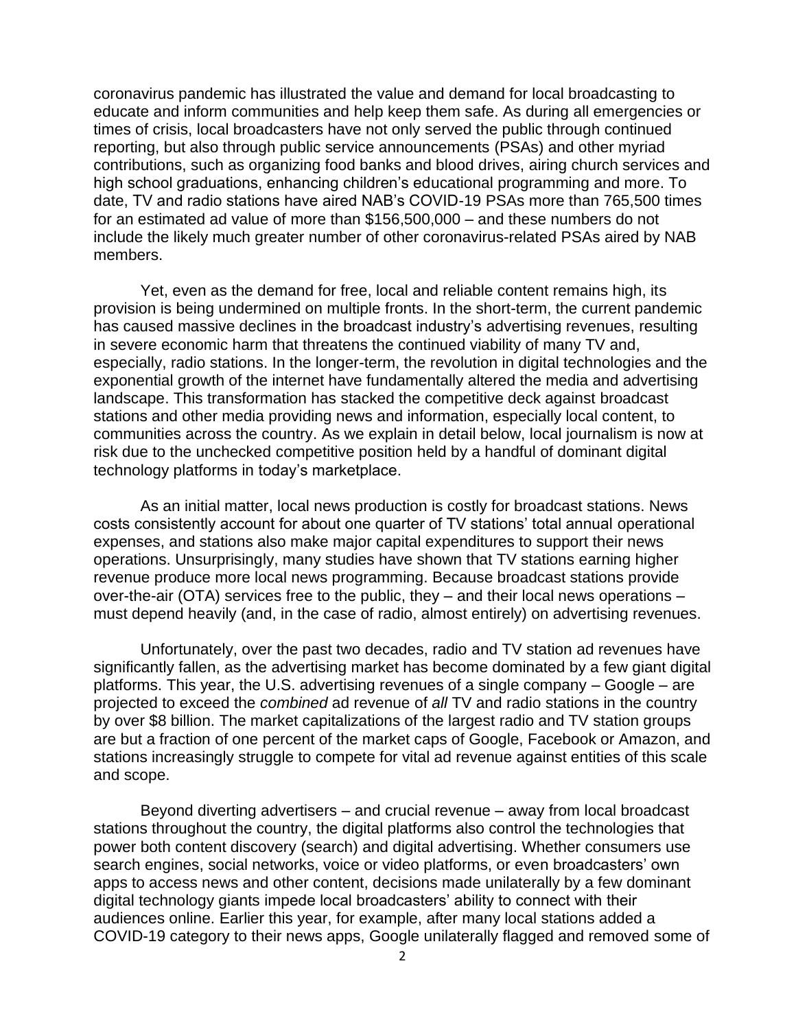coronavirus pandemic has illustrated the value and demand for local broadcasting to educate and inform communities and help keep them safe. As during all emergencies or times of crisis, local broadcasters have not only served the public through continued reporting, but also through public service announcements (PSAs) and other myriad contributions, such as organizing food banks and blood drives, airing church services and high school graduations, enhancing children's educational programming and more. To date, TV and radio stations have aired NAB's COVID-19 PSAs more than 765,500 times for an estimated ad value of more than $156,500,000 – and these numbers do not include the likely much greater number of other coronavirus-related PSAs aired by NAB members.

Yet, even as the demand for free, local and reliable content remains high, its provision is being undermined on multiple fronts. In the short-term, the current pandemic has caused massive declines in the broadcast industry's advertising revenues, resulting in severe economic harm that threatens the continued viability of many TV and, especially, radio stations. In the longer-term, the revolution in digital technologies and the exponential growth of the internet have fundamentally altered the media and advertising landscape. This transformation has stacked the competitive deck against broadcast stations and other media providing news and information, especially local content, to communities across the country. As we explain in detail below, local journalism is now at risk due to the unchecked competitive position held by a handful of dominant digital technology platforms in today's marketplace.

As an initial matter, local news production is costly for broadcast stations. News costs consistently account for about one quarter of TV stations' total annual operational expenses, and stations also make major capital expenditures to support their news operations. Unsurprisingly, many studies have shown that TV stations earning higher revenue produce more local news programming. Because broadcast stations provide over-the-air (OTA) services free to the public, they – and their local news operations – must depend heavily (and, in the case of radio, almost entirely) on advertising revenues.

Unfortunately, over the past two decades, radio and TV station ad revenues have significantly fallen, as the advertising market has become dominated by a few giant digital platforms. This year, the U.S. advertising revenues of a single company – Google – are projected to exceed the *combined* ad revenue of *all* TV and radio stations in the country by over $8 billion. The market capitalizations of the largest radio and TV station groups are but a fraction of one percent of the market caps of Google, Facebook or Amazon, and stations increasingly struggle to compete for vital ad revenue against entities of this scale and scope.

Beyond diverting advertisers – and crucial revenue – away from local broadcast stations throughout the country, the digital platforms also control the technologies that power both content discovery (search) and digital advertising. Whether consumers use search engines, social networks, voice or video platforms, or even broadcasters' own apps to access news and other content, decisions made unilaterally by a few dominant digital technology giants impede local broadcasters' ability to connect with their audiences online. Earlier this year, for example, after many local stations added a COVID-19 category to their news apps, Google unilaterally flagged and removed some of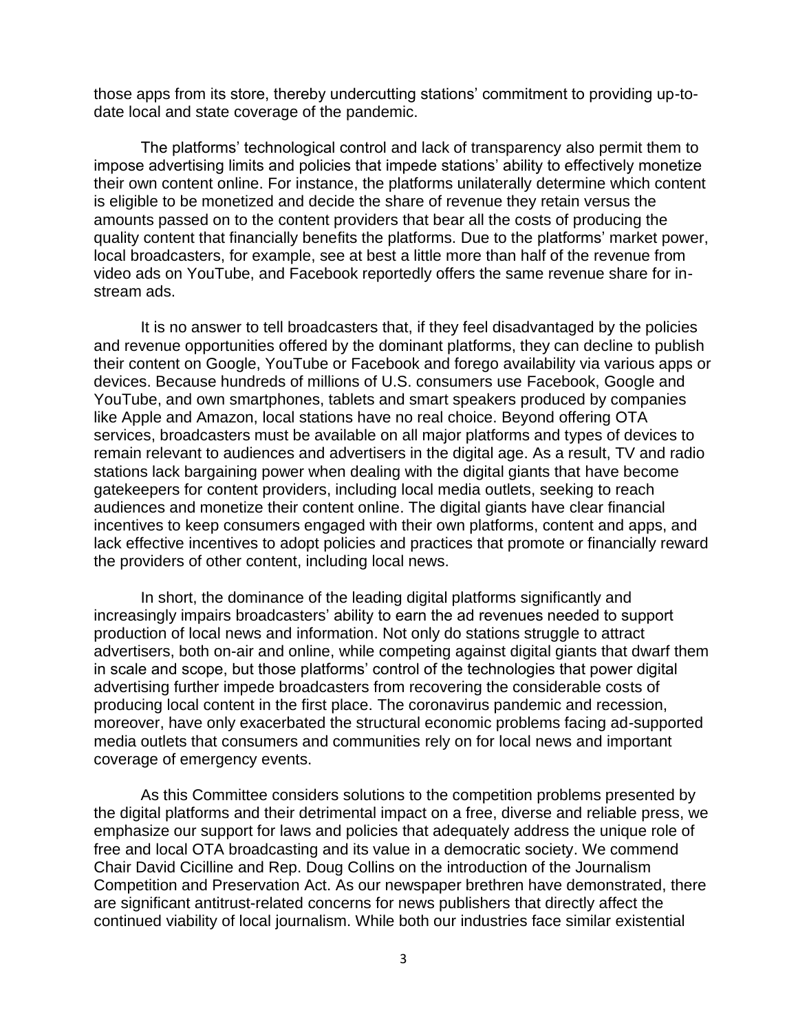those apps from its store, thereby undercutting stations' commitment to providing up-to-date local and state coverage of the pandemic.

The platforms' technological control and lack of transparency also permit them to impose advertising limits and policies that impede stations' ability to effectively monetize their own content online. For instance, the platforms unilaterally determine which content is eligible to be monetized and decide the share of revenue they retain versus the amounts passed on to the content providers that bear all the costs of producing the quality content that financially benefits the platforms. Due to the platforms' market power, local broadcasters, for example, see at best a little more than half of the revenue from video ads on YouTube, and Facebook reportedly offers the same revenue share for in-stream ads.

It is no answer to tell broadcasters that, if they feel disadvantaged by the policies and revenue opportunities offered by the dominant platforms, they can decline to publish their content on Google, YouTube or Facebook and forego availability via various apps or devices. Because hundreds of millions of U.S. consumers use Facebook, Google and YouTube, and own smartphones, tablets and smart speakers produced by companies like Apple and Amazon, local stations have no real choice. Beyond offering OTA services, broadcasters must be available on all major platforms and types of devices to remain relevant to audiences and advertisers in the digital age. As a result, TV and radio stations lack bargaining power when dealing with the digital giants that have become gatekeepers for content providers, including local media outlets, seeking to reach audiences and monetize their content online. The digital giants have clear financial incentives to keep consumers engaged with their own platforms, content and apps, and lack effective incentives to adopt policies and practices that promote or financially reward the providers of other content, including local news.

In short, the dominance of the leading digital platforms significantly and increasingly impairs broadcasters' ability to earn the ad revenues needed to support production of local news and information. Not only do stations struggle to attract advertisers, both on-air and online, while competing against digital giants that dwarf them in scale and scope, but those platforms' control of the technologies that power digital advertising further impede broadcasters from recovering the considerable costs of producing local content in the first place. The coronavirus pandemic and recession, moreover, have only exacerbated the structural economic problems facing ad-supported media outlets that consumers and communities rely on for local news and important coverage of emergency events.

As this Committee considers solutions to the competition problems presented by the digital platforms and their detrimental impact on a free, diverse and reliable press, we emphasize our support for laws and policies that adequately address the unique role of free and local OTA broadcasting and its value in a democratic society. We commend Chair David Cicilline and Rep. Doug Collins on the introduction of the Journalism Competition and Preservation Act. As our newspaper brethren have demonstrated, there are significant antitrust-related concerns for news publishers that directly affect the continued viability of local journalism. While both our industries face similar existential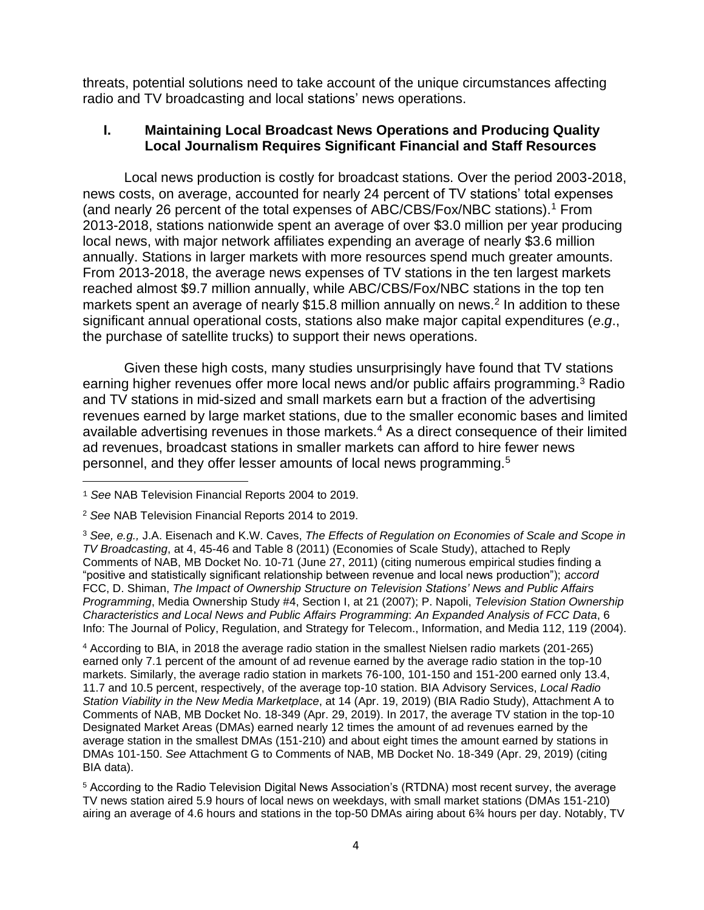threats, potential solutions need to take account of the unique circumstances affecting radio and TV broadcasting and local stations' news operations.

## I. Maintaining Local Broadcast News Operations and Producing Quality Local Journalism Requires Significant Financial and Staff Resources

Local news production is costly for broadcast stations. Over the period 2003-2018, news costs, on average, accounted for nearly 24 percent of TV stations' total expenses (and nearly 26 percent of the total expenses of ABC/CBS/Fox/NBC stations).[1] From 2013-2018, stations nationwide spent an average of over \$3.0 million per year producing local news, with major network affiliates expending an average of nearly \$3.6 million annually. Stations in larger markets with more resources spend much greater amounts. From 2013-2018, the average news expenses of TV stations in the ten largest markets reached almost \$9.7 million annually, while ABC/CBS/Fox/NBC stations in the top ten markets spent an average of nearly \$15.8 million annually on news.[2] In addition to these significant annual operational costs, stations also make major capital expenditures (*e.g*., the purchase of satellite trucks) to support their news operations.

Given these high costs, many studies unsurprisingly have found that TV stations earning higher revenues offer more local news and/or public affairs programming.[3] Radio and TV stations in mid-sized and small markets earn but a fraction of the advertising revenues earned by large market stations, due to the smaller economic bases and limited available advertising revenues in those markets.[4] As a direct consequence of their limited ad revenues, broadcast stations in smaller markets can afford to hire fewer news personnel, and they offer lesser amounts of local news programming.[5]

---

[1] *See* NAB Television Financial Reports 2004 to 2019.

[2] *See* NAB Television Financial Reports 2014 to 2019.

[3] *See, e.g.,* J.A. Eisenach and K.W. Caves, *The Effects of Regulation on Economies of Scale and Scope in TV Broadcasting*, at 4, 45-46 and Table 8 (2011) (Economies of Scale Study), attached to Reply Comments of NAB, MB Docket No. 10-71 (June 27, 2011) (citing numerous empirical studies finding a "positive and statistically significant relationship between revenue and local news production"); *accord* FCC, D. Shiman, *The Impact of Ownership Structure on Television Stations' News and Public Affairs Programming*, Media Ownership Study #4, Section I, at 21 (2007); P. Napoli, *Television Station Ownership Characteristics and Local News and Public Affairs Programming*: *An Expanded Analysis of FCC Data*, 6 Info: The Journal of Policy, Regulation, and Strategy for Telecom., Information, and Media 112, 119 (2004).

[4] According to BIA, in 2018 the average radio station in the smallest Nielsen radio markets (201-265) earned only 7.1 percent of the amount of ad revenue earned by the average radio station in the top-10 markets. Similarly, the average radio station in markets 76-100, 101-150 and 151-200 earned only 13.4, 11.7 and 10.5 percent, respectively, of the average top-10 station. BIA Advisory Services, *Local Radio Station Viability in the New Media Marketplace*, at 14 (Apr. 19, 2019) (BIA Radio Study), Attachment A to Comments of NAB, MB Docket No. 18-349 (Apr. 29, 2019). In 2017, the average TV station in the top-10 Designated Market Areas (DMAs) earned nearly 12 times the amount of ad revenues earned by the average station in the smallest DMAs (151-210) and about eight times the amount earned by stations in DMAs 101-150. *See* Attachment G to Comments of NAB, MB Docket No. 18-349 (Apr. 29, 2019) (citing BIA data).

[5] According to the Radio Television Digital News Association's (RTDNA) most recent survey, the average TV news station aired 5.9 hours of local news on weekdays, with small market stations (DMAs 151-210) airing an average of 4.6 hours and stations in the top-50 DMAs airing about 6¾ hours per day. Notably, TV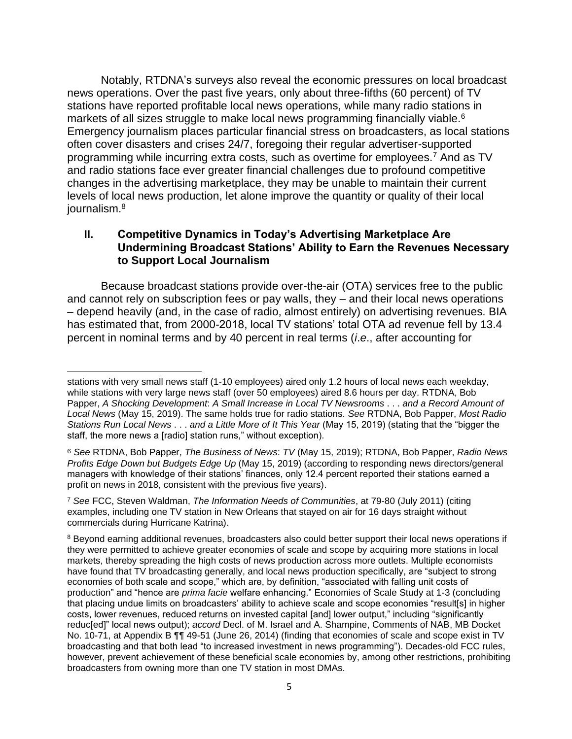Notably, RTDNA's surveys also reveal the economic pressures on local broadcast news operations. Over the past five years, only about three-fifths (60 percent) of TV stations have reported profitable local news operations, while many radio stations in markets of all sizes struggle to make local news programming financially viable.[6] Emergency journalism places particular financial stress on broadcasters, as local stations often cover disasters and crises 24/7, foregoing their regular advertiser-supported programming while incurring extra costs, such as overtime for employees.[7] And as TV and radio stations face ever greater financial challenges due to profound competitive changes in the advertising marketplace, they may be unable to maintain their current levels of local news production, let alone improve the quantity or quality of their local journalism.[8]

## II. Competitive Dynamics in Today's Advertising Marketplace Are Undermining Broadcast Stations' Ability to Earn the Revenues Necessary to Support Local Journalism

Because broadcast stations provide over-the-air (OTA) services free to the public and cannot rely on subscription fees or pay walls, they – and their local news operations – depend heavily (and, in the case of radio, almost entirely) on advertising revenues. BIA has estimated that, from 2000-2018, local TV stations' total OTA ad revenue fell by 13.4 percent in nominal terms and by 40 percent in real terms (*i.e.*, after accounting for

---

stations with very small news staff (1-10 employees) aired only 1.2 hours of local news each weekday, while stations with very large news staff (over 50 employees) aired 8.6 hours per day. RTDNA, Bob Papper, *A Shocking Development*: *A Small Increase in Local TV Newsrooms . . . and a Record Amount of Local News* (May 15, 2019). The same holds true for radio stations. *See* RTDNA, Bob Papper, *Most Radio Stations Run Local News . . . and a Little More of It This Year* (May 15, 2019) (stating that the "bigger the staff, the more news a [radio] station runs," without exception).

[6] *See* RTDNA, Bob Papper, *The Business of News*: *TV* (May 15, 2019); RTDNA, Bob Papper, *Radio News Profits Edge Down but Budgets Edge Up* (May 15, 2019) (according to responding news directors/general managers with knowledge of their stations' finances, only 12.4 percent reported their stations earned a profit on news in 2018, consistent with the previous five years).

[7] *See* FCC, Steven Waldman, *The Information Needs of Communities*, at 79-80 (July 2011) (citing examples, including one TV station in New Orleans that stayed on air for 16 days straight without commercials during Hurricane Katrina).

[8] Beyond earning additional revenues, broadcasters also could better support their local news operations if they were permitted to achieve greater economies of scale and scope by acquiring more stations in local markets, thereby spreading the high costs of news production across more outlets. Multiple economists have found that TV broadcasting generally, and local news production specifically, are "subject to strong economies of both scale and scope," which are, by definition, "associated with falling unit costs of production" and "hence are *prima facie* welfare enhancing." Economies of Scale Study at 1-3 (concluding that placing undue limits on broadcasters' ability to achieve scale and scope economies "result[s] in higher costs, lower revenues, reduced returns on invested capital [and] lower output," including "significantly reduc[ed]" local news output); *accord* Decl. of M. Israel and A. Shampine, Comments of NAB, MB Docket No. 10-71, at Appendix B ¶¶ 49-51 (June 26, 2014) (finding that economies of scale and scope exist in TV broadcasting and that both lead "to increased investment in news programming"). Decades-old FCC rules, however, prevent achievement of these beneficial scale economies by, among other restrictions, prohibiting broadcasters from owning more than one TV station in most DMAs.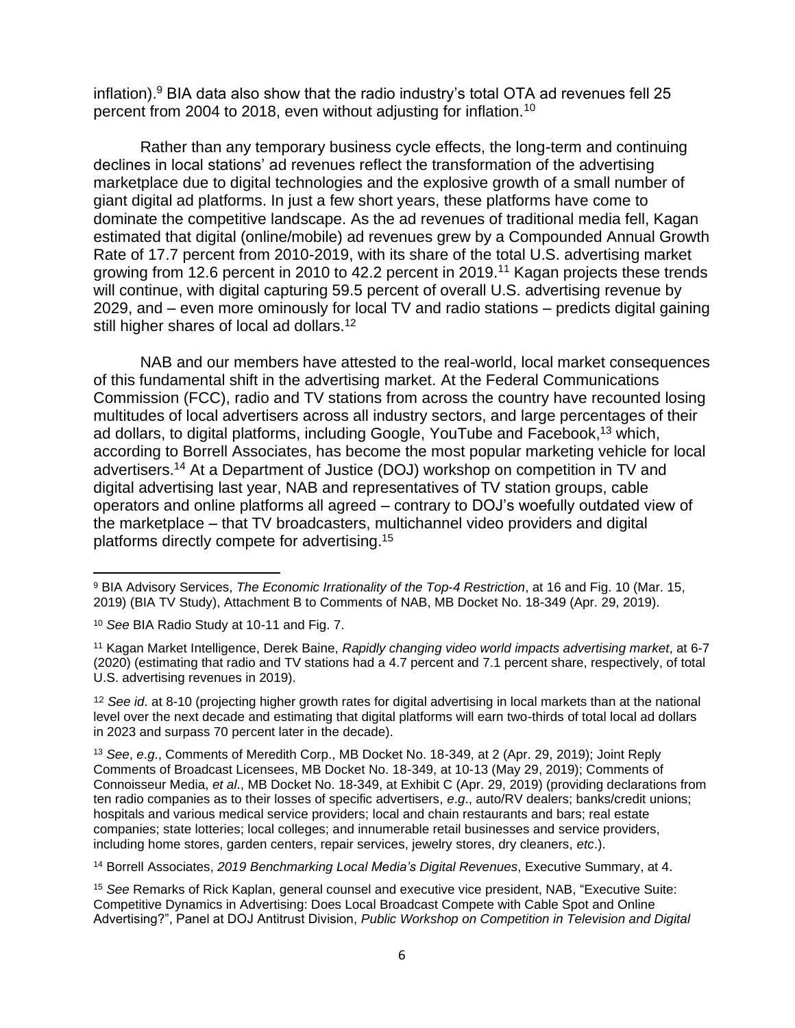inflation).[9] BIA data also show that the radio industry's total OTA ad revenues fell 25 percent from 2004 to 2018, even without adjusting for inflation.[10]

Rather than any temporary business cycle effects, the long-term and continuing declines in local stations' ad revenues reflect the transformation of the advertising marketplace due to digital technologies and the explosive growth of a small number of giant digital ad platforms. In just a few short years, these platforms have come to dominate the competitive landscape. As the ad revenues of traditional media fell, Kagan estimated that digital (online/mobile) ad revenues grew by a Compounded Annual Growth Rate of 17.7 percent from 2010-2019, with its share of the total U.S. advertising market growing from 12.6 percent in 2010 to 42.2 percent in 2019.[11] Kagan projects these trends will continue, with digital capturing 59.5 percent of overall U.S. advertising revenue by 2029, and – even more ominously for local TV and radio stations – predicts digital gaining still higher shares of local ad dollars.[12]

NAB and our members have attested to the real-world, local market consequences of this fundamental shift in the advertising market. At the Federal Communications Commission (FCC), radio and TV stations from across the country have recounted losing multitudes of local advertisers across all industry sectors, and large percentages of their ad dollars, to digital platforms, including Google, YouTube and Facebook,[13] which, according to Borrell Associates, has become the most popular marketing vehicle for local advertisers.[14] At a Department of Justice (DOJ) workshop on competition in TV and digital advertising last year, NAB and representatives of TV station groups, cable operators and online platforms all agreed – contrary to DOJ's woefully outdated view of the marketplace – that TV broadcasters, multichannel video providers and digital platforms directly compete for advertising.[15]

---

[9] BIA Advisory Services, *The Economic Irrationality of the Top-4 Restriction*, at 16 and Fig. 10 (Mar. 15, 2019) (BIA TV Study), Attachment B to Comments of NAB, MB Docket No. 18-349 (Apr. 29, 2019).

[10] *See* BIA Radio Study at 10-11 and Fig. 7.

[11] Kagan Market Intelligence, Derek Baine, *Rapidly changing video world impacts advertising market*, at 6-7 (2020) (estimating that radio and TV stations had a 4.7 percent and 7.1 percent share, respectively, of total U.S. advertising revenues in 2019).

[12] *See id*. at 8-10 (projecting higher growth rates for digital advertising in local markets than at the national level over the next decade and estimating that digital platforms will earn two-thirds of total local ad dollars in 2023 and surpass 70 percent later in the decade).

[13] *See*, *e.g*., Comments of Meredith Corp., MB Docket No. 18-349, at 2 (Apr. 29, 2019); Joint Reply Comments of Broadcast Licensees, MB Docket No. 18-349, at 10-13 (May 29, 2019); Comments of Connoisseur Media, *et al*., MB Docket No. 18-349, at Exhibit C (Apr. 29, 2019) (providing declarations from ten radio companies as to their losses of specific advertisers, *e.g*., auto/RV dealers; banks/credit unions; hospitals and various medical service providers; local and chain restaurants and bars; real estate companies; state lotteries; local colleges; and innumerable retail businesses and service providers, including home stores, garden centers, repair services, jewelry stores, dry cleaners, *etc*.).

[14] Borrell Associates, *2019 Benchmarking Local Media's Digital Revenues*, Executive Summary, at 4.

[15] *See* Remarks of Rick Kaplan, general counsel and executive vice president, NAB, "Executive Suite: Competitive Dynamics in Advertising: Does Local Broadcast Compete with Cable Spot and Online Advertising?", Panel at DOJ Antitrust Division, *Public Workshop on Competition in Television and Digital*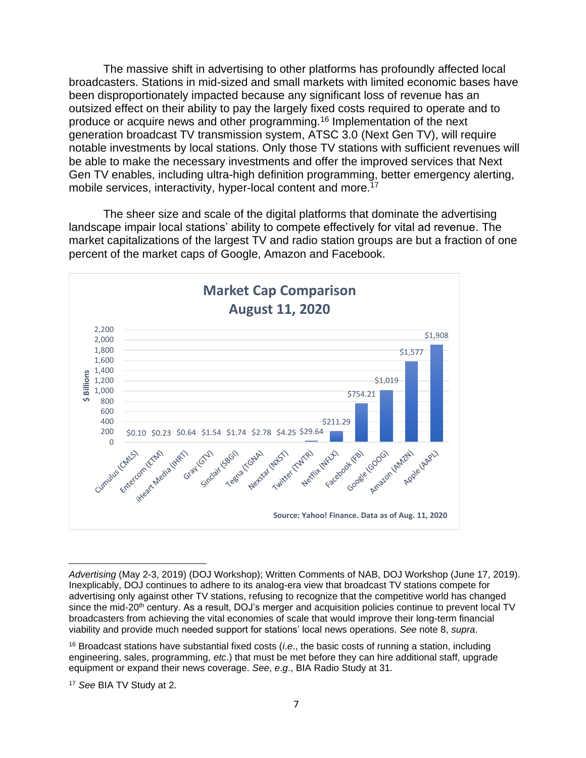The massive shift in advertising to other platforms has profoundly affected local broadcasters. Stations in mid-sized and small markets with limited economic bases have been disproportionately impacted because any significant loss of revenue has an outsized effect on their ability to pay the largely fixed costs required to operate and to produce or acquire news and other programming.[16] Implementation of the next generation broadcast TV transmission system, ATSC 3.0 (Next Gen TV), will require notable investments by local stations. Only those TV stations with sufficient revenues will be able to make the necessary investments and offer the improved services that Next Gen TV enables, including ultra-high definition programming, better emergency alerting, mobile services, interactivity, hyper-local content and more.[17]

The sheer size and scale of the digital platforms that dominate the advertising landscape impair local stations' ability to compete effectively for vital ad revenue. The market capitalizations of the largest TV and radio station groups are but a fraction of one percent of the market caps of Google, Amazon and Facebook.

**Market Cap Comparison**
**August 11, 2020**

| Company | Market Cap ($ Billions) |
|---|---|
| Cumulus (CMLS) | $0.10 |
| Entercom (ETM) | $0.23 |
| iHeart Media (IHRT) | $0.64 |
| Gray (GTV) | $1.54 |
| Sinclair (SBGI) | $1.74 |
| Tegna (TGNA) | $2.78 |
| Nexstar (NXST) | $4.25 |
| Twitter (TWTR) | $29.64 |
| Netflix (NFLX) | $211.29 |
| Facebook (FB) | $754.21 |
| Google (GOOG) | $1,019 |
| Amazon (AMZN) | $1,577 |
| Apple (AAPL) | $1,908 |

Source: Yahoo! Finance. Data as of Aug. 11, 2020

---

*Advertising* (May 2-3, 2019) (DOJ Workshop); Written Comments of NAB, DOJ Workshop (June 17, 2019). Inexplicably, DOJ continues to adhere to its analog-era view that broadcast TV stations compete for advertising only against other TV stations, refusing to recognize that the competitive world has changed since the mid-20th century. As a result, DOJ's merger and acquisition policies continue to prevent local TV broadcasters from achieving the vital economies of scale that would improve their long-term financial viability and provide much needed support for stations' local news operations. *See* note 8, *supra*.

[16] Broadcast stations have substantial fixed costs (*i.e*., the basic costs of running a station, including engineering, sales, programming, *etc*.) that must be met before they can hire additional staff, upgrade equipment or expand their news coverage. *See*, *e.g*., BIA Radio Study at 31.

[17] *See* BIA TV Study at 2.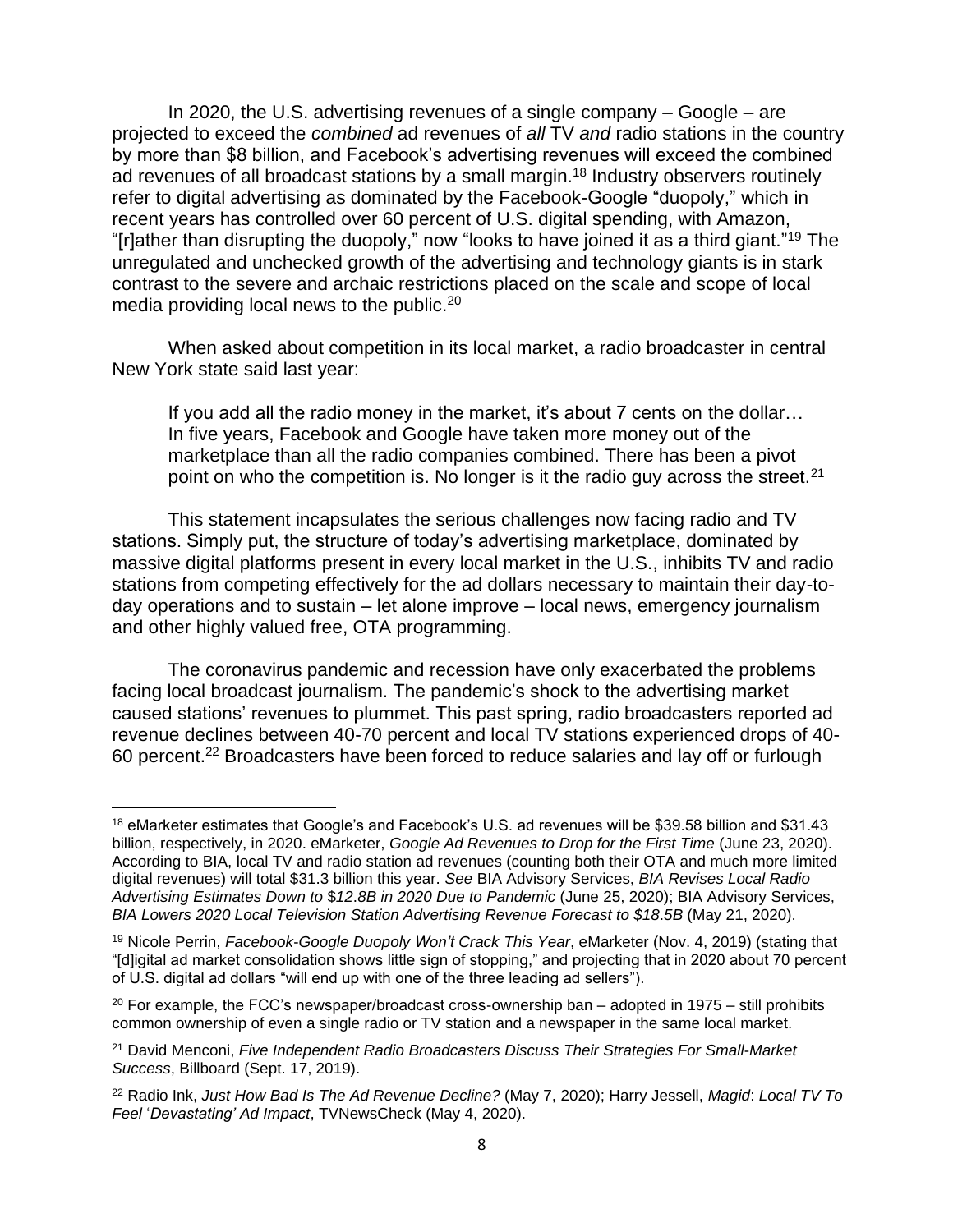In 2020, the U.S. advertising revenues of a single company – Google – are projected to exceed the *combined* ad revenues of *all* TV *and* radio stations in the country by more than $8 billion, and Facebook's advertising revenues will exceed the combined ad revenues of all broadcast stations by a small margin.[18] Industry observers routinely refer to digital advertising as dominated by the Facebook-Google "duopoly," which in recent years has controlled over 60 percent of U.S. digital spending, with Amazon, "[r]ather than disrupting the duopoly," now "looks to have joined it as a third giant."[19] The unregulated and unchecked growth of the advertising and technology giants is in stark contrast to the severe and archaic restrictions placed on the scale and scope of local media providing local news to the public.[20]

When asked about competition in its local market, a radio broadcaster in central New York state said last year:

> If you add all the radio money in the market, it's about 7 cents on the dollar… In five years, Facebook and Google have taken more money out of the marketplace than all the radio companies combined. There has been a pivot point on who the competition is. No longer is it the radio guy across the street.[21]

This statement incapsulates the serious challenges now facing radio and TV stations. Simply put, the structure of today's advertising marketplace, dominated by massive digital platforms present in every local market in the U.S., inhibits TV and radio stations from competing effectively for the ad dollars necessary to maintain their day-to-day operations and to sustain – let alone improve – local news, emergency journalism and other highly valued free, OTA programming.

The coronavirus pandemic and recession have only exacerbated the problems facing local broadcast journalism. The pandemic's shock to the advertising market caused stations' revenues to plummet. This past spring, radio broadcasters reported ad revenue declines between 40-70 percent and local TV stations experienced drops of 40-60 percent.[22] Broadcasters have been forced to reduce salaries and lay off or furlough

---

[18] eMarketer estimates that Google's and Facebook's U.S. ad revenues will be $39.58 billion and $31.43 billion, respectively, in 2020. eMarketer, *Google Ad Revenues to Drop for the First Time* (June 23, 2020). According to BIA, local TV and radio station ad revenues (counting both their OTA and much more limited digital revenues) will total $31.3 billion this year. *See* BIA Advisory Services, *BIA Revises Local Radio Advertising Estimates Down to $12.8B in 2020 Due to Pandemic* (June 25, 2020); BIA Advisory Services, *BIA Lowers 2020 Local Television Station Advertising Revenue Forecast to $18.5B* (May 21, 2020).

[19] Nicole Perrin, *Facebook-Google Duopoly Won't Crack This Year*, eMarketer (Nov. 4, 2019) (stating that "[d]igital ad market consolidation shows little sign of stopping," and projecting that in 2020 about 70 percent of U.S. digital ad dollars "will end up with one of the three leading ad sellers").

[20] For example, the FCC's newspaper/broadcast cross-ownership ban – adopted in 1975 – still prohibits common ownership of even a single radio or TV station and a newspaper in the same local market.

[21] David Menconi, *Five Independent Radio Broadcasters Discuss Their Strategies For Small-Market Success*, Billboard (Sept. 17, 2019).

[22] Radio Ink, *Just How Bad Is The Ad Revenue Decline?* (May 7, 2020); Harry Jessell, *Magid*: *Local TV To Feel* '*Devastating' Ad Impact*, TVNewsCheck (May 4, 2020).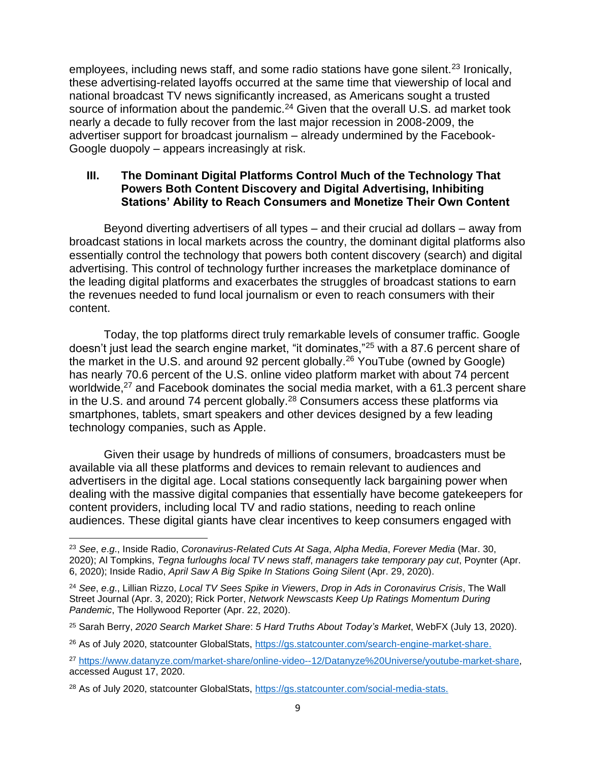employees, including news staff, and some radio stations have gone silent.[23] Ironically, these advertising-related layoffs occurred at the same time that viewership of local and national broadcast TV news significantly increased, as Americans sought a trusted source of information about the pandemic.[24] Given that the overall U.S. ad market took nearly a decade to fully recover from the last major recession in 2008-2009, the advertiser support for broadcast journalism – already undermined by the Facebook-Google duopoly – appears increasingly at risk.

## III. The Dominant Digital Platforms Control Much of the Technology That Powers Both Content Discovery and Digital Advertising, Inhibiting Stations' Ability to Reach Consumers and Monetize Their Own Content

Beyond diverting advertisers of all types – and their crucial ad dollars – away from broadcast stations in local markets across the country, the dominant digital platforms also essentially control the technology that powers both content discovery (search) and digital advertising. This control of technology further increases the marketplace dominance of the leading digital platforms and exacerbates the struggles of broadcast stations to earn the revenues needed to fund local journalism or even to reach consumers with their content.

Today, the top platforms direct truly remarkable levels of consumer traffic. Google doesn't just lead the search engine market, "it dominates,"[25] with a 87.6 percent share of the market in the U.S. and around 92 percent globally.[26] YouTube (owned by Google) has nearly 70.6 percent of the U.S. online video platform market with about 74 percent worldwide,[27] and Facebook dominates the social media market, with a 61.3 percent share in the U.S. and around 74 percent globally.[28] Consumers access these platforms via smartphones, tablets, smart speakers and other devices designed by a few leading technology companies, such as Apple.

Given their usage by hundreds of millions of consumers, broadcasters must be available via all these platforms and devices to remain relevant to audiences and advertisers in the digital age. Local stations consequently lack bargaining power when dealing with the massive digital companies that essentially have become gatekeepers for content providers, including local TV and radio stations, needing to reach online audiences. These digital giants have clear incentives to keep consumers engaged with

---

[23] *See*, *e.g*., Inside Radio, *Coronavirus-Related Cuts At Saga*, *Alpha Media*, *Forever Media* (Mar. 30, 2020); Al Tompkins, *Tegna furloughs local TV news staff*, *managers take temporary pay cut*, Poynter (Apr. 6, 2020); Inside Radio, *April Saw A Big Spike In Stations Going Silent* (Apr. 29, 2020).

[24] *See*, *e.g*., Lillian Rizzo, *Local TV Sees Spike in Viewers*, *Drop in Ads in Coronavirus Crisis*, The Wall Street Journal (Apr. 3, 2020); Rick Porter, *Network Newscasts Keep Up Ratings Momentum During Pandemic*, The Hollywood Reporter (Apr. 22, 2020).

[25] Sarah Berry, *2020 Search Market Share*: *5 Hard Truths About Today's Market*, WebFX (July 13, 2020).

[26] As of July 2020, statcounter GlobalStats, https://gs.statcounter.com/search-engine-market-share.

[27] https://www.datanyze.com/market-share/online-video--12/Datanyze%20Universe/youtube-market-share, accessed August 17, 2020.

[28] As of July 2020, statcounter GlobalStats, https://gs.statcounter.com/social-media-stats.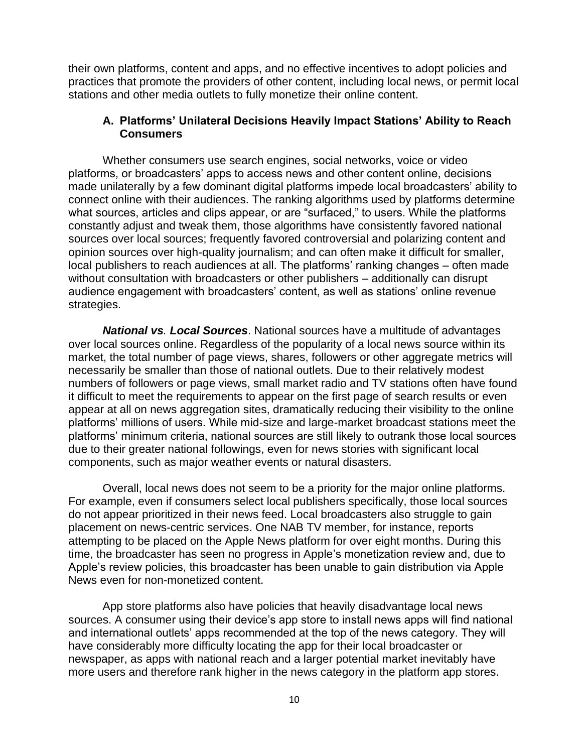their own platforms, content and apps, and no effective incentives to adopt policies and practices that promote the providers of other content, including local news, or permit local stations and other media outlets to fully monetize their online content.

### A. Platforms' Unilateral Decisions Heavily Impact Stations' Ability to Reach Consumers

Whether consumers use search engines, social networks, voice or video platforms, or broadcasters' apps to access news and other content online, decisions made unilaterally by a few dominant digital platforms impede local broadcasters' ability to connect online with their audiences. The ranking algorithms used by platforms determine what sources, articles and clips appear, or are "surfaced," to users. While the platforms constantly adjust and tweak them, those algorithms have consistently favored national sources over local sources; frequently favored controversial and polarizing content and opinion sources over high-quality journalism; and can often make it difficult for smaller, local publishers to reach audiences at all. The platforms' ranking changes – often made without consultation with broadcasters or other publishers – additionally can disrupt audience engagement with broadcasters' content, as well as stations' online revenue strategies.

***National vs. Local Sources***. National sources have a multitude of advantages over local sources online. Regardless of the popularity of a local news source within its market, the total number of page views, shares, followers or other aggregate metrics will necessarily be smaller than those of national outlets. Due to their relatively modest numbers of followers or page views, small market radio and TV stations often have found it difficult to meet the requirements to appear on the first page of search results or even appear at all on news aggregation sites, dramatically reducing their visibility to the online platforms' millions of users. While mid-size and large-market broadcast stations meet the platforms' minimum criteria, national sources are still likely to outrank those local sources due to their greater national followings, even for news stories with significant local components, such as major weather events or natural disasters.

Overall, local news does not seem to be a priority for the major online platforms. For example, even if consumers select local publishers specifically, those local sources do not appear prioritized in their news feed. Local broadcasters also struggle to gain placement on news-centric services. One NAB TV member, for instance, reports attempting to be placed on the Apple News platform for over eight months. During this time, the broadcaster has seen no progress in Apple's monetization review and, due to Apple's review policies, this broadcaster has been unable to gain distribution via Apple News even for non-monetized content.

App store platforms also have policies that heavily disadvantage local news sources. A consumer using their device's app store to install news apps will find national and international outlets' apps recommended at the top of the news category. They will have considerably more difficulty locating the app for their local broadcaster or newspaper, as apps with national reach and a larger potential market inevitably have more users and therefore rank higher in the news category in the platform app stores.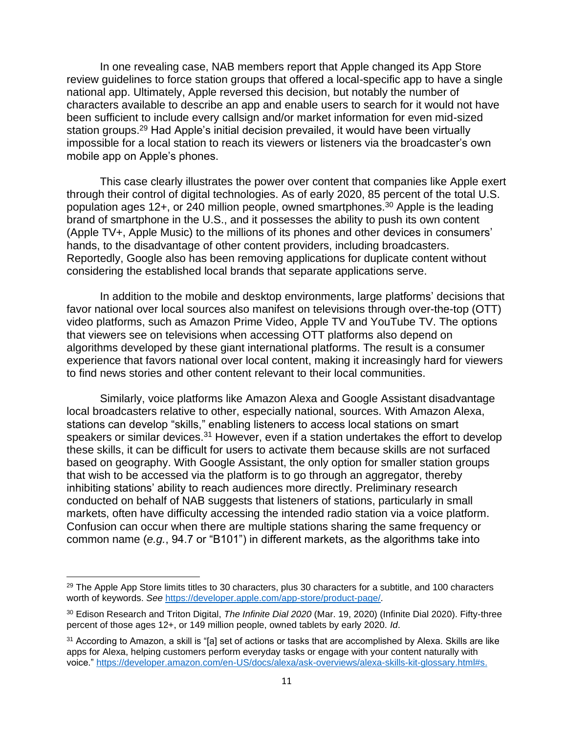In one revealing case, NAB members report that Apple changed its App Store review guidelines to force station groups that offered a local-specific app to have a single national app. Ultimately, Apple reversed this decision, but notably the number of characters available to describe an app and enable users to search for it would not have been sufficient to include every callsign and/or market information for even mid-sized station groups.[29] Had Apple's initial decision prevailed, it would have been virtually impossible for a local station to reach its viewers or listeners via the broadcaster's own mobile app on Apple's phones.

This case clearly illustrates the power over content that companies like Apple exert through their control of digital technologies. As of early 2020, 85 percent of the total U.S. population ages 12+, or 240 million people, owned smartphones.[30] Apple is the leading brand of smartphone in the U.S., and it possesses the ability to push its own content (Apple TV+, Apple Music) to the millions of its phones and other devices in consumers' hands, to the disadvantage of other content providers, including broadcasters. Reportedly, Google also has been removing applications for duplicate content without considering the established local brands that separate applications serve.

In addition to the mobile and desktop environments, large platforms' decisions that favor national over local sources also manifest on televisions through over-the-top (OTT) video platforms, such as Amazon Prime Video, Apple TV and YouTube TV. The options that viewers see on televisions when accessing OTT platforms also depend on algorithms developed by these giant international platforms. The result is a consumer experience that favors national over local content, making it increasingly hard for viewers to find news stories and other content relevant to their local communities.

Similarly, voice platforms like Amazon Alexa and Google Assistant disadvantage local broadcasters relative to other, especially national, sources. With Amazon Alexa, stations can develop "skills," enabling listeners to access local stations on smart speakers or similar devices.[31] However, even if a station undertakes the effort to develop these skills, it can be difficult for users to activate them because skills are not surfaced based on geography. With Google Assistant, the only option for smaller station groups that wish to be accessed via the platform is to go through an aggregator, thereby inhibiting stations' ability to reach audiences more directly. Preliminary research conducted on behalf of NAB suggests that listeners of stations, particularly in small markets, often have difficulty accessing the intended radio station via a voice platform. Confusion can occur when there are multiple stations sharing the same frequency or common name (*e.g.*, 94.7 or "B101") in different markets, as the algorithms take into

---

[29] The Apple App Store limits titles to 30 characters, plus 30 characters for a subtitle, and 100 characters worth of keywords. *See* https://developer.apple.com/app-store/product-page/.

[30] Edison Research and Triton Digital, *The Infinite Dial 2020* (Mar. 19, 2020) (Infinite Dial 2020). Fifty-three percent of those ages 12+, or 149 million people, owned tablets by early 2020. *Id*.

[31] According to Amazon, a skill is "[a] set of actions or tasks that are accomplished by Alexa. Skills are like apps for Alexa, helping customers perform everyday tasks or engage with your content naturally with voice." https://developer.amazon.com/en-US/docs/alexa/ask-overviews/alexa-skills-kit-glossary.html#s.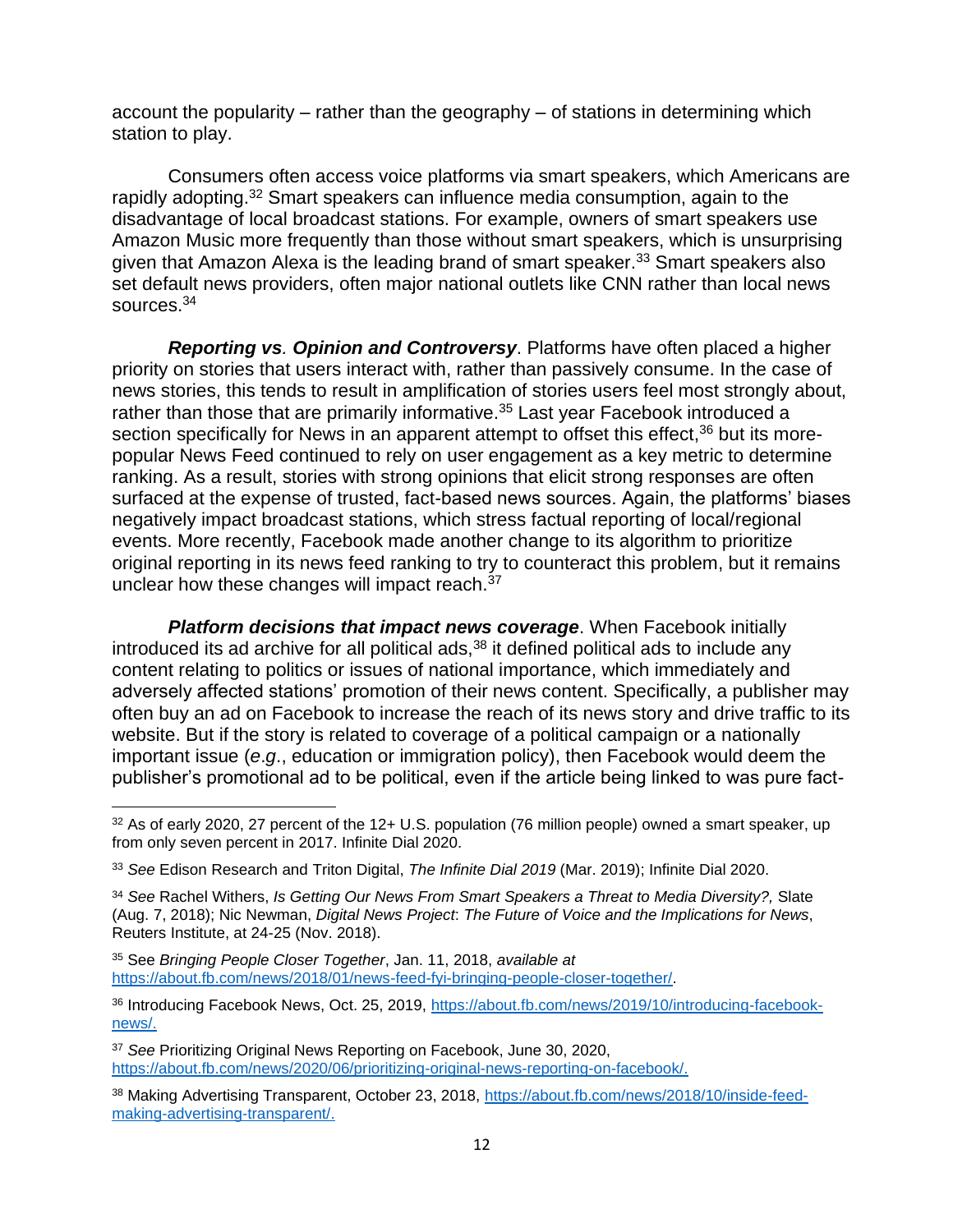account the popularity – rather than the geography – of stations in determining which station to play.

Consumers often access voice platforms via smart speakers, which Americans are rapidly adopting.[32] Smart speakers can influence media consumption, again to the disadvantage of local broadcast stations. For example, owners of smart speakers use Amazon Music more frequently than those without smart speakers, which is unsurprising given that Amazon Alexa is the leading brand of smart speaker.[33] Smart speakers also set default news providers, often major national outlets like CNN rather than local news sources.[34]

***Reporting vs. Opinion and Controversy***. Platforms have often placed a higher priority on stories that users interact with, rather than passively consume. In the case of news stories, this tends to result in amplification of stories users feel most strongly about, rather than those that are primarily informative.[35] Last year Facebook introduced a section specifically for News in an apparent attempt to offset this effect,[36] but its more-popular News Feed continued to rely on user engagement as a key metric to determine ranking. As a result, stories with strong opinions that elicit strong responses are often surfaced at the expense of trusted, fact-based news sources. Again, the platforms' biases negatively impact broadcast stations, which stress factual reporting of local/regional events. More recently, Facebook made another change to its algorithm to prioritize original reporting in its news feed ranking to try to counteract this problem, but it remains unclear how these changes will impact reach.[37]

***Platform decisions that impact news coverage***. When Facebook initially introduced its ad archive for all political ads,[38] it defined political ads to include any content relating to politics or issues of national importance, which immediately and adversely affected stations' promotion of their news content. Specifically, a publisher may often buy an ad on Facebook to increase the reach of its news story and drive traffic to its website. But if the story is related to coverage of a political campaign or a nationally important issue (*e.g.*, education or immigration policy), then Facebook would deem the publisher's promotional ad to be political, even if the article being linked to was pure fact-

---

[32] As of early 2020, 27 percent of the 12+ U.S. population (76 million people) owned a smart speaker, up from only seven percent in 2017. Infinite Dial 2020.

[33] *See* Edison Research and Triton Digital, *The Infinite Dial 2019* (Mar. 2019); Infinite Dial 2020.

[34] *See* Rachel Withers, *Is Getting Our News From Smart Speakers a Threat to Media Diversity?,* Slate (Aug. 7, 2018); Nic Newman, *Digital News Project*: *The Future of Voice and the Implications for News*, Reuters Institute, at 24-25 (Nov. 2018).

[35] See *Bringing People Closer Together*, Jan. 11, 2018, *available at* https://about.fb.com/news/2018/01/news-feed-fyi-bringing-people-closer-together/.

[36] Introducing Facebook News, Oct. 25, 2019, https://about.fb.com/news/2019/10/introducing-facebook-news/.

[37] *See* Prioritizing Original News Reporting on Facebook, June 30, 2020, https://about.fb.com/news/2020/06/prioritizing-original-news-reporting-on-facebook/.

[38] Making Advertising Transparent, October 23, 2018, https://about.fb.com/news/2018/10/inside-feed-making-advertising-transparent/.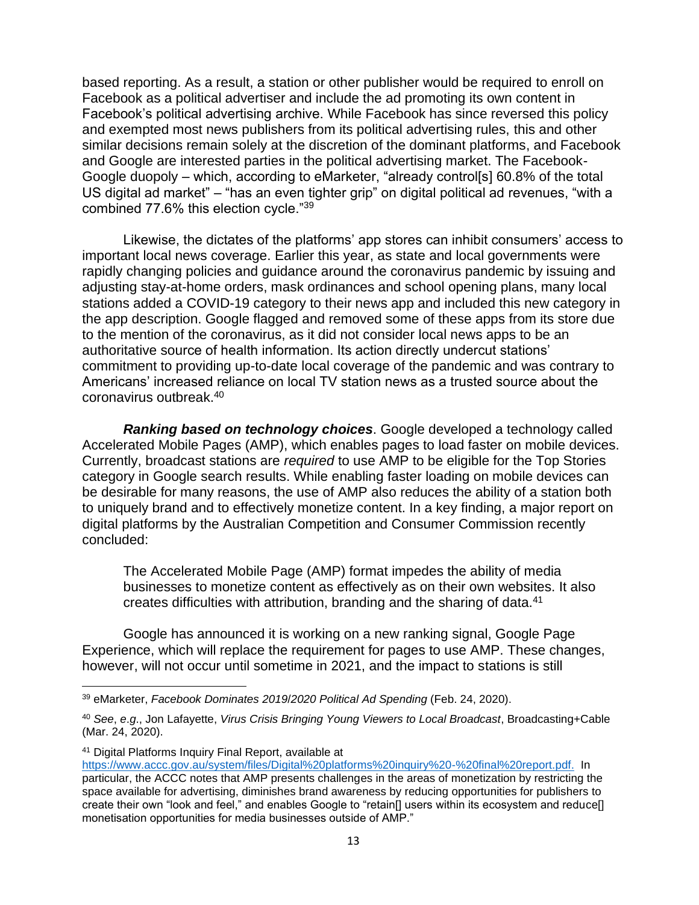based reporting. As a result, a station or other publisher would be required to enroll on Facebook as a political advertiser and include the ad promoting its own content in Facebook's political advertising archive. While Facebook has since reversed this policy and exempted most news publishers from its political advertising rules, this and other similar decisions remain solely at the discretion of the dominant platforms, and Facebook and Google are interested parties in the political advertising market. The Facebook-Google duopoly – which, according to eMarketer, "already control[s] 60.8% of the total US digital ad market" – "has an even tighter grip" on digital political ad revenues, "with a combined 77.6% this election cycle."[39]

Likewise, the dictates of the platforms' app stores can inhibit consumers' access to important local news coverage. Earlier this year, as state and local governments were rapidly changing policies and guidance around the coronavirus pandemic by issuing and adjusting stay-at-home orders, mask ordinances and school opening plans, many local stations added a COVID-19 category to their news app and included this new category in the app description. Google flagged and removed some of these apps from its store due to the mention of the coronavirus, as it did not consider local news apps to be an authoritative source of health information. Its action directly undercut stations' commitment to providing up-to-date local coverage of the pandemic and was contrary to Americans' increased reliance on local TV station news as a trusted source about the coronavirus outbreak.[40]

***Ranking based on technology choices***. Google developed a technology called Accelerated Mobile Pages (AMP), which enables pages to load faster on mobile devices. Currently, broadcast stations are *required* to use AMP to be eligible for the Top Stories category in Google search results. While enabling faster loading on mobile devices can be desirable for many reasons, the use of AMP also reduces the ability of a station both to uniquely brand and to effectively monetize content. In a key finding, a major report on digital platforms by the Australian Competition and Consumer Commission recently concluded:

> The Accelerated Mobile Page (AMP) format impedes the ability of media businesses to monetize content as effectively as on their own websites. It also creates difficulties with attribution, branding and the sharing of data.[41]

Google has announced it is working on a new ranking signal, Google Page Experience, which will replace the requirement for pages to use AMP. These changes, however, will not occur until sometime in 2021, and the impact to stations is still

---

[39] eMarketer, *Facebook Dominates 2019/2020 Political Ad Spending* (Feb. 24, 2020).

[40] *See*, *e.g.*, Jon Lafayette, *Virus Crisis Bringing Young Viewers to Local Broadcast*, Broadcasting+Cable (Mar. 24, 2020).

[41] Digital Platforms Inquiry Final Report, available at https://www.accc.gov.au/system/files/Digital%20platforms%20inquiry%20-%20final%20report.pdf. In particular, the ACCC notes that AMP presents challenges in the areas of monetization by restricting the space available for advertising, diminishes brand awareness by reducing opportunities for publishers to create their own "look and feel," and enables Google to "retain[] users within its ecosystem and reduce[] monetisation opportunities for media businesses outside of AMP."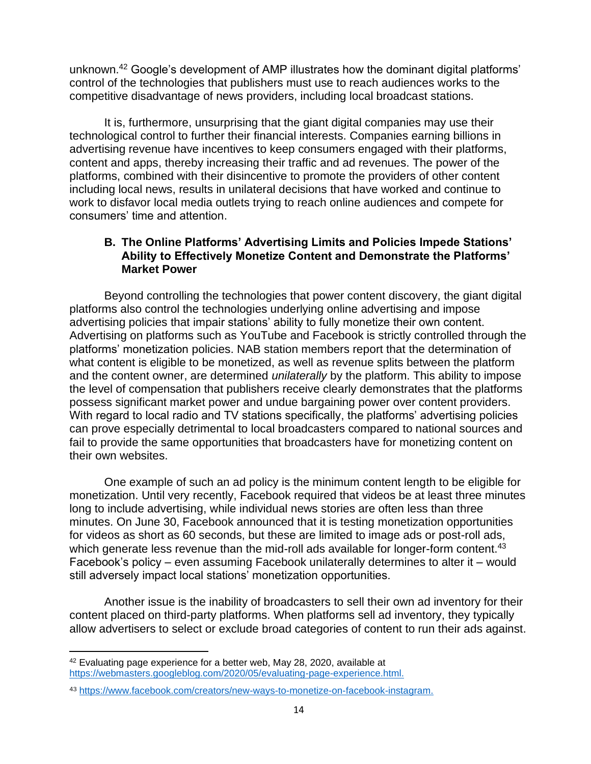unknown.[42] Google's development of AMP illustrates how the dominant digital platforms' control of the technologies that publishers must use to reach audiences works to the competitive disadvantage of news providers, including local broadcast stations.

It is, furthermore, unsurprising that the giant digital companies may use their technological control to further their financial interests. Companies earning billions in advertising revenue have incentives to keep consumers engaged with their platforms, content and apps, thereby increasing their traffic and ad revenues. The power of the platforms, combined with their disincentive to promote the providers of other content including local news, results in unilateral decisions that have worked and continue to work to disfavor local media outlets trying to reach online audiences and compete for consumers' time and attention.

### B. The Online Platforms' Advertising Limits and Policies Impede Stations' Ability to Effectively Monetize Content and Demonstrate the Platforms' Market Power

Beyond controlling the technologies that power content discovery, the giant digital platforms also control the technologies underlying online advertising and impose advertising policies that impair stations' ability to fully monetize their own content. Advertising on platforms such as YouTube and Facebook is strictly controlled through the platforms' monetization policies. NAB station members report that the determination of what content is eligible to be monetized, as well as revenue splits between the platform and the content owner, are determined *unilaterally* by the platform. This ability to impose the level of compensation that publishers receive clearly demonstrates that the platforms possess significant market power and undue bargaining power over content providers. With regard to local radio and TV stations specifically, the platforms' advertising policies can prove especially detrimental to local broadcasters compared to national sources and fail to provide the same opportunities that broadcasters have for monetizing content on their own websites.

One example of such an ad policy is the minimum content length to be eligible for monetization. Until very recently, Facebook required that videos be at least three minutes long to include advertising, while individual news stories are often less than three minutes. On June 30, Facebook announced that it is testing monetization opportunities for videos as short as 60 seconds, but these are limited to image ads or post-roll ads, which generate less revenue than the mid-roll ads available for longer-form content.[43] Facebook's policy – even assuming Facebook unilaterally determines to alter it – would still adversely impact local stations' monetization opportunities.

Another issue is the inability of broadcasters to sell their own ad inventory for their content placed on third-party platforms. When platforms sell ad inventory, they typically allow advertisers to select or exclude broad categories of content to run their ads against.

---

[42] Evaluating page experience for a better web, May 28, 2020, available at https://webmasters.googleblog.com/2020/05/evaluating-page-experience.html.

[43] https://www.facebook.com/creators/new-ways-to-monetize-on-facebook-instagram.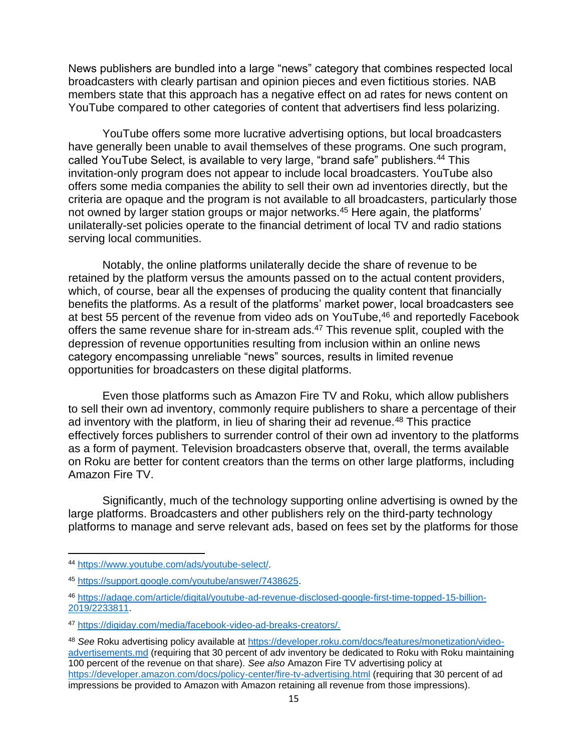News publishers are bundled into a large "news" category that combines respected local broadcasters with clearly partisan and opinion pieces and even fictitious stories. NAB members state that this approach has a negative effect on ad rates for news content on YouTube compared to other categories of content that advertisers find less polarizing.

YouTube offers some more lucrative advertising options, but local broadcasters have generally been unable to avail themselves of these programs. One such program, called YouTube Select, is available to very large, "brand safe" publishers.[44] This invitation-only program does not appear to include local broadcasters. YouTube also offers some media companies the ability to sell their own ad inventories directly, but the criteria are opaque and the program is not available to all broadcasters, particularly those not owned by larger station groups or major networks.[45] Here again, the platforms' unilaterally-set policies operate to the financial detriment of local TV and radio stations serving local communities.

Notably, the online platforms unilaterally decide the share of revenue to be retained by the platform versus the amounts passed on to the actual content providers, which, of course, bear all the expenses of producing the quality content that financially benefits the platforms. As a result of the platforms' market power, local broadcasters see at best 55 percent of the revenue from video ads on YouTube,[46] and reportedly Facebook offers the same revenue share for in-stream ads.[47] This revenue split, coupled with the depression of revenue opportunities resulting from inclusion within an online news category encompassing unreliable "news" sources, results in limited revenue opportunities for broadcasters on these digital platforms.

Even those platforms such as Amazon Fire TV and Roku, which allow publishers to sell their own ad inventory, commonly require publishers to share a percentage of their ad inventory with the platform, in lieu of sharing their ad revenue.[48] This practice effectively forces publishers to surrender control of their own ad inventory to the platforms as a form of payment. Television broadcasters observe that, overall, the terms available on Roku are better for content creators than the terms on other large platforms, including Amazon Fire TV.

Significantly, much of the technology supporting online advertising is owned by the large platforms. Broadcasters and other publishers rely on the third-party technology platforms to manage and serve relevant ads, based on fees set by the platforms for those

---

[44] https://www.youtube.com/ads/youtube-select/.

[45] https://support.google.com/youtube/answer/7438625.

[46] https://adage.com/article/digital/youtube-ad-revenue-disclosed-google-first-time-topped-15-billion-2019/2233811.

[47] https://digiday.com/media/facebook-video-ad-breaks-creators/.

[48] *See* Roku advertising policy available at https://developer.roku.com/docs/features/monetization/video-advertisements.md (requiring that 30 percent of adv inventory be dedicated to Roku with Roku maintaining 100 percent of the revenue on that share). *See also* Amazon Fire TV advertising policy at https://developer.amazon.com/docs/policy-center/fire-tv-advertising.html (requiring that 30 percent of ad impressions be provided to Amazon with Amazon retaining all revenue from those impressions).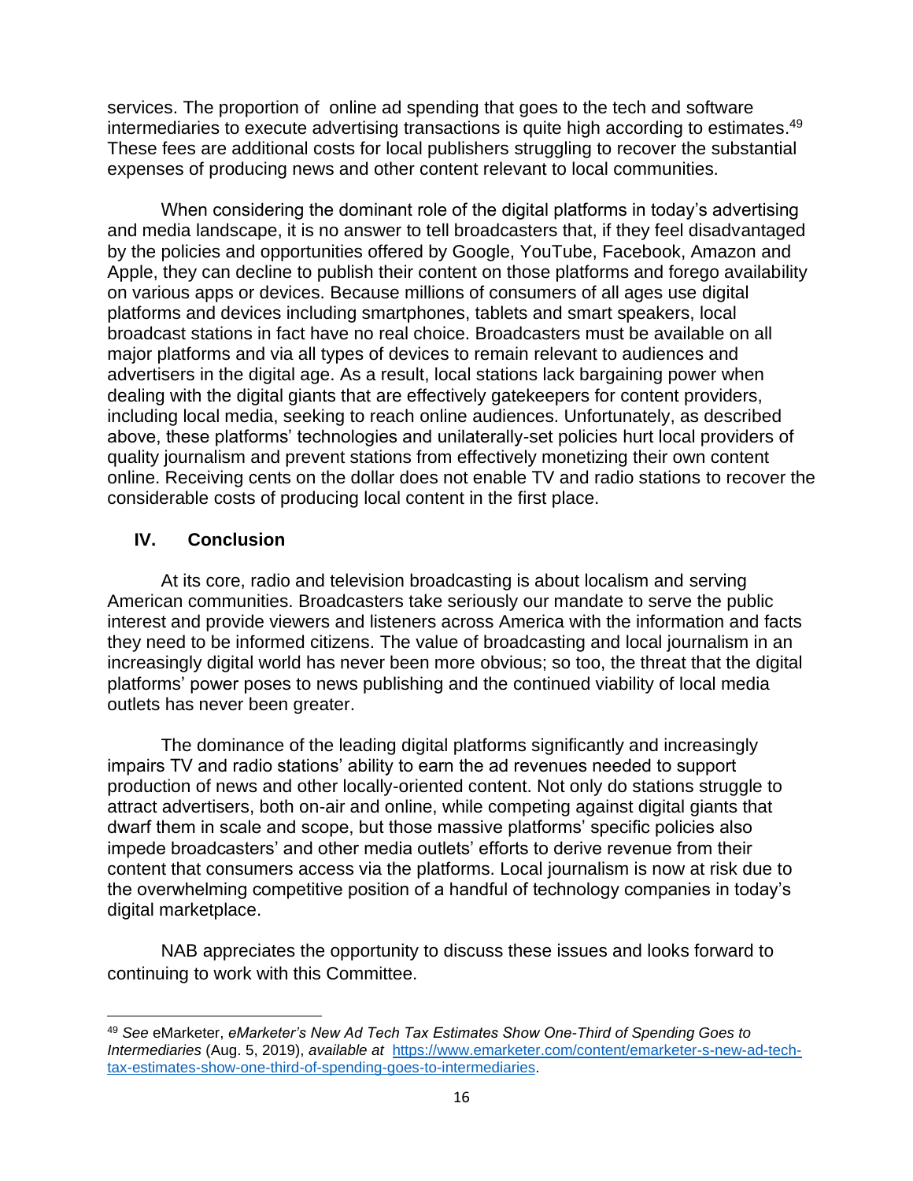services. The proportion of online ad spending that goes to the tech and software intermediaries to execute advertising transactions is quite high according to estimates.[49] These fees are additional costs for local publishers struggling to recover the substantial expenses of producing news and other content relevant to local communities.

When considering the dominant role of the digital platforms in today's advertising and media landscape, it is no answer to tell broadcasters that, if they feel disadvantaged by the policies and opportunities offered by Google, YouTube, Facebook, Amazon and Apple, they can decline to publish their content on those platforms and forego availability on various apps or devices. Because millions of consumers of all ages use digital platforms and devices including smartphones, tablets and smart speakers, local broadcast stations in fact have no real choice. Broadcasters must be available on all major platforms and via all types of devices to remain relevant to audiences and advertisers in the digital age. As a result, local stations lack bargaining power when dealing with the digital giants that are effectively gatekeepers for content providers, including local media, seeking to reach online audiences. Unfortunately, as described above, these platforms' technologies and unilaterally-set policies hurt local providers of quality journalism and prevent stations from effectively monetizing their own content online. Receiving cents on the dollar does not enable TV and radio stations to recover the considerable costs of producing local content in the first place.

## IV. Conclusion

At its core, radio and television broadcasting is about localism and serving American communities. Broadcasters take seriously our mandate to serve the public interest and provide viewers and listeners across America with the information and facts they need to be informed citizens. The value of broadcasting and local journalism in an increasingly digital world has never been more obvious; so too, the threat that the digital platforms' power poses to news publishing and the continued viability of local media outlets has never been greater.

The dominance of the leading digital platforms significantly and increasingly impairs TV and radio stations' ability to earn the ad revenues needed to support production of news and other locally-oriented content. Not only do stations struggle to attract advertisers, both on-air and online, while competing against digital giants that dwarf them in scale and scope, but those massive platforms' specific policies also impede broadcasters' and other media outlets' efforts to derive revenue from their content that consumers access via the platforms. Local journalism is now at risk due to the overwhelming competitive position of a handful of technology companies in today's digital marketplace.

NAB appreciates the opportunity to discuss these issues and looks forward to continuing to work with this Committee.

---

[49] *See* eMarketer, *eMarketer's New Ad Tech Tax Estimates Show One-Third of Spending Goes to Intermediaries* (Aug. 5, 2019), *available at* https://www.emarketer.com/content/emarketer-s-new-ad-tech-tax-estimates-show-one-third-of-spending-goes-to-intermediaries.